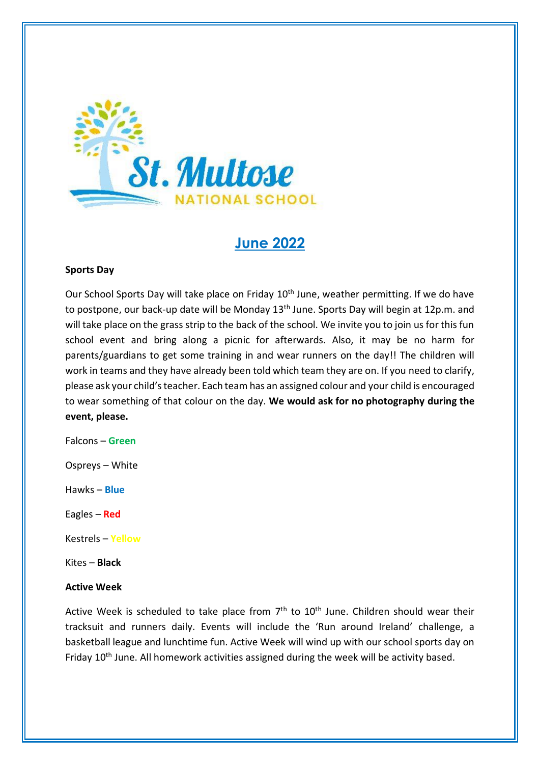St. Multose
NATIONAL SCHOOL

# June 2022

**Sports Day**

Our School Sports Day will take place on Friday 10th June, weather permitting. If we do have to postpone, our back-up date will be Monday 13th June. Sports Day will begin at 12p.m. and will take place on the grass strip to the back of the school. We invite you to join us for this fun school event and bring along a picnic for afterwards. Also, it may be no harm for parents/guardians to get some training in and wear runners on the day!! The children will work in teams and they have already been told which team they are on. If you need to clarify, please ask your child's teacher. Each team has an assigned colour and your child is encouraged to wear something of that colour on the day. **We would ask for no photography during the event, please.**

Falcons – **Green**

Ospreys – White

Hawks – **Blue**

Eagles – **Red**

Kestrels – **Yellow**

Kites – **Black**

**Active Week**

Active Week is scheduled to take place from 7th to 10th June. Children should wear their tracksuit and runners daily. Events will include the 'Run around Ireland' challenge, a basketball league and lunchtime fun. Active Week will wind up with our school sports day on Friday 10th June. All homework activities assigned during the week will be activity based.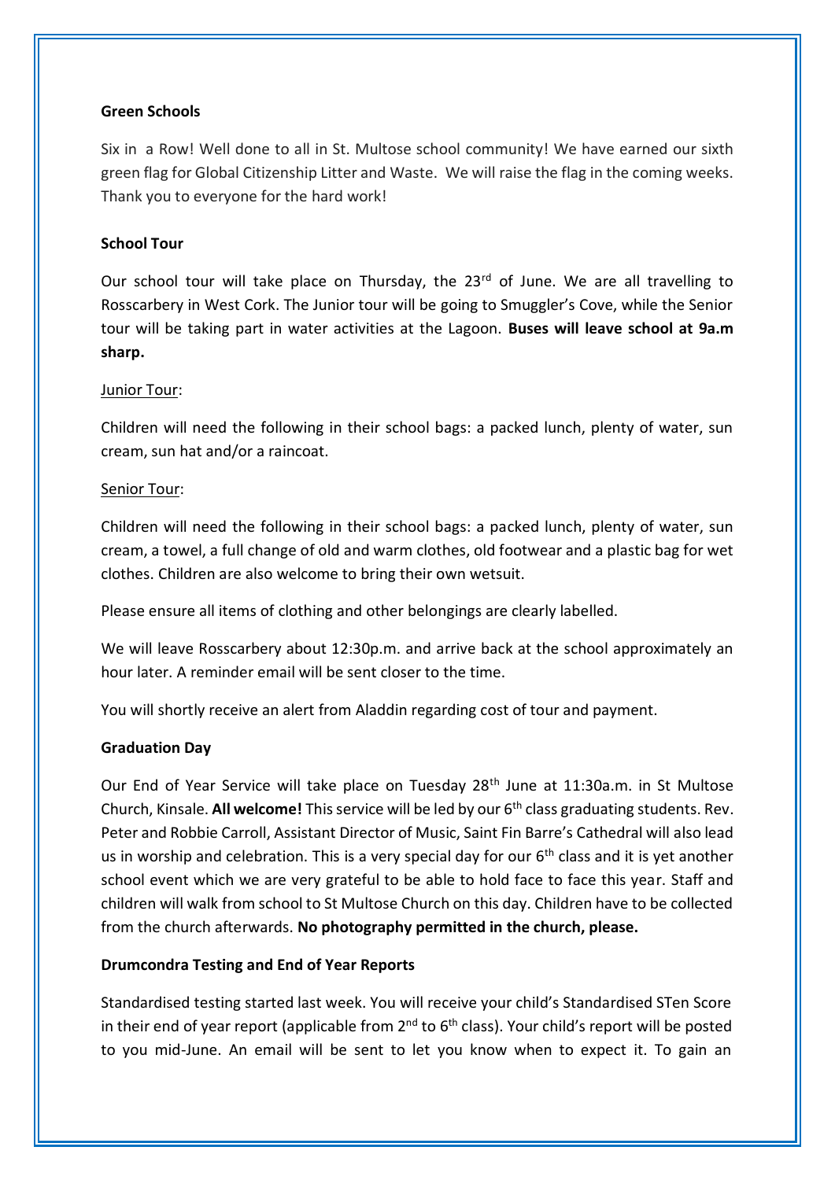**Green Schools**

Six in a Row! Well done to all in St. Multose school community! We have earned our sixth green flag for Global Citizenship Litter and Waste. We will raise the flag in the coming weeks. Thank you to everyone for the hard work!

**School Tour**

Our school tour will take place on Thursday, the 23rd of June. We are all travelling to Rosscarbery in West Cork. The Junior tour will be going to Smuggler's Cove, while the Senior tour will be taking part in water activities at the Lagoon. **Buses will leave school at 9a.m sharp.**

Junior Tour:

Children will need the following in their school bags: a packed lunch, plenty of water, sun cream, sun hat and/or a raincoat.

Senior Tour:

Children will need the following in their school bags: a packed lunch, plenty of water, sun cream, a towel, a full change of old and warm clothes, old footwear and a plastic bag for wet clothes. Children are also welcome to bring their own wetsuit.

Please ensure all items of clothing and other belongings are clearly labelled.

We will leave Rosscarbery about 12:30p.m. and arrive back at the school approximately an hour later. A reminder email will be sent closer to the time.

You will shortly receive an alert from Aladdin regarding cost of tour and payment.

**Graduation Day**

Our End of Year Service will take place on Tuesday 28th June at 11:30a.m. in St Multose Church, Kinsale. **All welcome!** This service will be led by our 6th class graduating students. Rev. Peter and Robbie Carroll, Assistant Director of Music, Saint Fin Barre's Cathedral will also lead us in worship and celebration. This is a very special day for our 6th class and it is yet another school event which we are very grateful to be able to hold face to face this year. Staff and children will walk from school to St Multose Church on this day. Children have to be collected from the church afterwards. **No photography permitted in the church, please.**

**Drumcondra Testing and End of Year Reports**

Standardised testing started last week. You will receive your child's Standardised STen Score in their end of year report (applicable from 2nd to 6th class). Your child's report will be posted to you mid-June. An email will be sent to let you know when to expect it. To gain an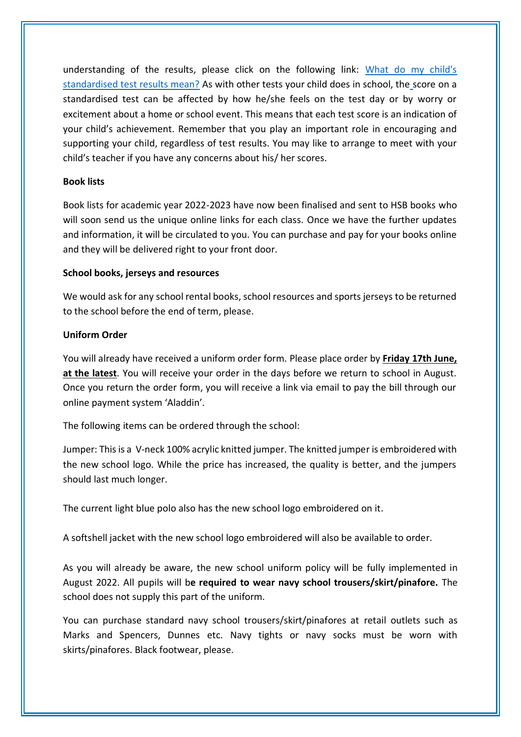understanding of the results, please click on the following link: [What do my child's standardised test results mean?](#) As with other tests your child does in school, the score on a standardised test can be affected by how he/she feels on the test day or by worry or excitement about a home or school event. This means that each test score is an indication of your child's achievement. Remember that you play an important role in encouraging and supporting your child, regardless of test results. You may like to arrange to meet with your child's teacher if you have any concerns about his/ her scores.

**Book lists**

Book lists for academic year 2022-2023 have now been finalised and sent to HSB books who will soon send us the unique online links for each class. Once we have the further updates and information, it will be circulated to you. You can purchase and pay for your books online and they will be delivered right to your front door.

**School books, jerseys and resources**

We would ask for any school rental books, school resources and sports jerseys to be returned to the school before the end of term, please.

**Uniform Order**

You will already have received a uniform order form. Please place order by **Friday 17th June, at the latest**. You will receive your order in the days before we return to school in August. Once you return the order form, you will receive a link via email to pay the bill through our online payment system 'Aladdin'.

The following items can be ordered through the school:

Jumper: This is a V-neck 100% acrylic knitted jumper. The knitted jumper is embroidered with the new school logo. While the price has increased, the quality is better, and the jumpers should last much longer.

The current light blue polo also has the new school logo embroidered on it.

A softshell jacket with the new school logo embroidered will also be available to order.

As you will already be aware, the new school uniform policy will be fully implemented in August 2022. All pupils will b**e required to wear navy school trousers/skirt/pinafore.** The school does not supply this part of the uniform.

You can purchase standard navy school trousers/skirt/pinafores at retail outlets such as Marks and Spencers, Dunnes etc. Navy tights or navy socks must be worn with skirts/pinafores. Black footwear, please.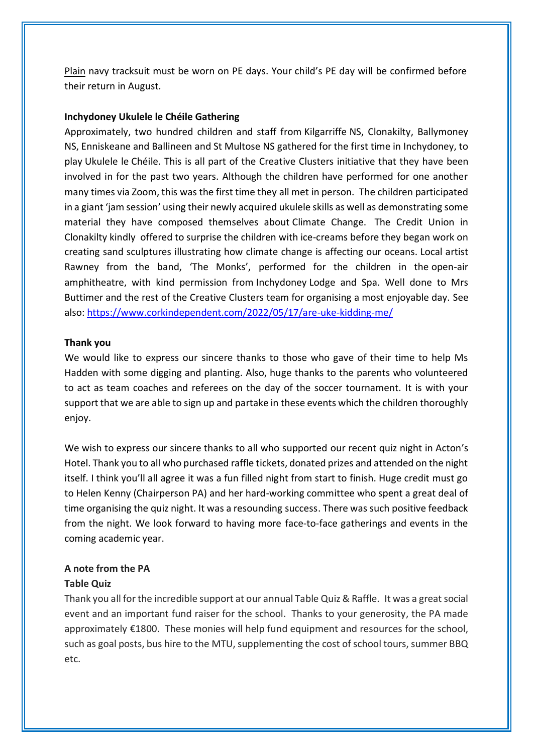Plain navy tracksuit must be worn on PE days. Your child's PE day will be confirmed before their return in August.

**Inchydoney Ukulele le Chéile Gathering**

Approximately, two hundred children and staff from Kilgarriffe NS, Clonakilty, Ballymoney NS, Enniskeane and Ballineen and St Multose NS gathered for the first time in Inchydoney, to play Ukulele le Chéile. This is all part of the Creative Clusters initiative that they have been involved in for the past two years. Although the children have performed for one another many times via Zoom, this was the first time they all met in person. The children participated in a giant 'jam session' using their newly acquired ukulele skills as well as demonstrating some material they have composed themselves about Climate Change. The Credit Union in Clonakilty kindly offered to surprise the children with ice-creams before they began work on creating sand sculptures illustrating how climate change is affecting our oceans. Local artist Rawney from the band, 'The Monks', performed for the children in the open-air amphitheatre, with kind permission from Inchydoney Lodge and Spa. Well done to Mrs Buttimer and the rest of the Creative Clusters team for organising a most enjoyable day. See also: https://www.corkindependent.com/2022/05/17/are-uke-kidding-me/

**Thank you**

We would like to express our sincere thanks to those who gave of their time to help Ms Hadden with some digging and planting. Also, huge thanks to the parents who volunteered to act as team coaches and referees on the day of the soccer tournament. It is with your support that we are able to sign up and partake in these events which the children thoroughly enjoy.

We wish to express our sincere thanks to all who supported our recent quiz night in Acton's Hotel. Thank you to all who purchased raffle tickets, donated prizes and attended on the night itself. I think you'll all agree it was a fun filled night from start to finish. Huge credit must go to Helen Kenny (Chairperson PA) and her hard-working committee who spent a great deal of time organising the quiz night. It was a resounding success. There was such positive feedback from the night. We look forward to having more face-to-face gatherings and events in the coming academic year.

**A note from the PA**

**Table Quiz**

Thank you all for the incredible support at our annual Table Quiz & Raffle. It was a great social event and an important fund raiser for the school. Thanks to your generosity, the PA made approximately €1800. These monies will help fund equipment and resources for the school, such as goal posts, bus hire to the MTU, supplementing the cost of school tours, summer BBQ etc.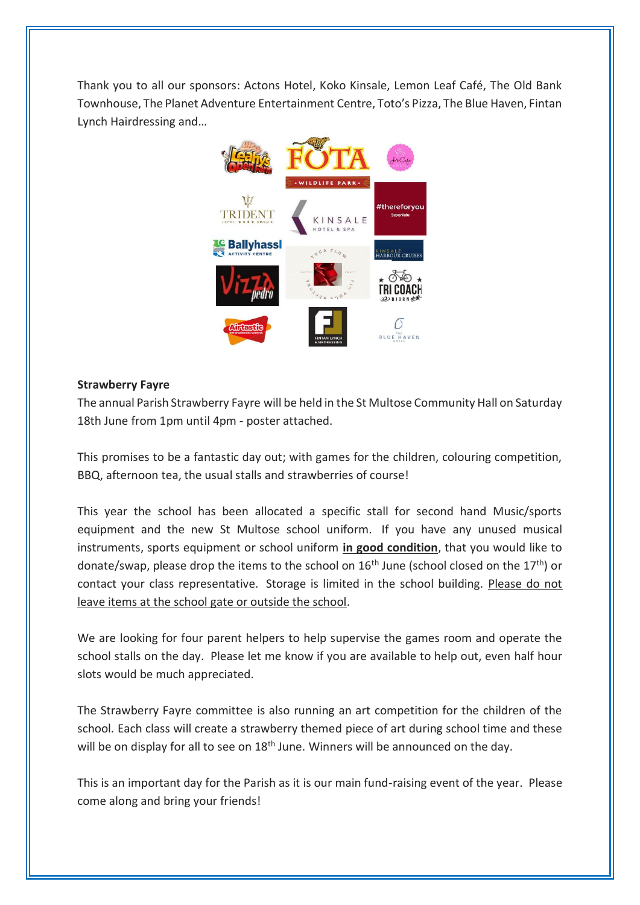Thank you to all our sponsors: Actons Hotel, Koko Kinsale, Lemon Leaf Café, The Old Bank Townhouse, The Planet Adventure Entertainment Centre, Toto's Pizza, The Blue Haven, Fintan Lynch Hairdressing and…

**Strawberry Fayre**

The annual Parish Strawberry Fayre will be held in the St Multose Community Hall on Saturday 18th June from 1pm until 4pm - poster attached.

This promises to be a fantastic day out; with games for the children, colouring competition, BBQ, afternoon tea, the usual stalls and strawberries of course!

This year the school has been allocated a specific stall for second hand Music/sports equipment and the new St Multose school uniform. If you have any unused musical instruments, sports equipment or school uniform **<u>in good condition</u>**, that you would like to donate/swap, please drop the items to the school on 16th June (school closed on the 17th) or contact your class representative. Storage is limited in the school building. <u>Please do not leave items at the school gate or outside the school</u>.

We are looking for four parent helpers to help supervise the games room and operate the school stalls on the day. Please let me know if you are available to help out, even half hour slots would be much appreciated.

The Strawberry Fayre committee is also running an art competition for the children of the school. Each class will create a strawberry themed piece of art during school time and these will be on display for all to see on 18th June. Winners will be announced on the day.

This is an important day for the Parish as it is our main fund-raising event of the year. Please come along and bring your friends!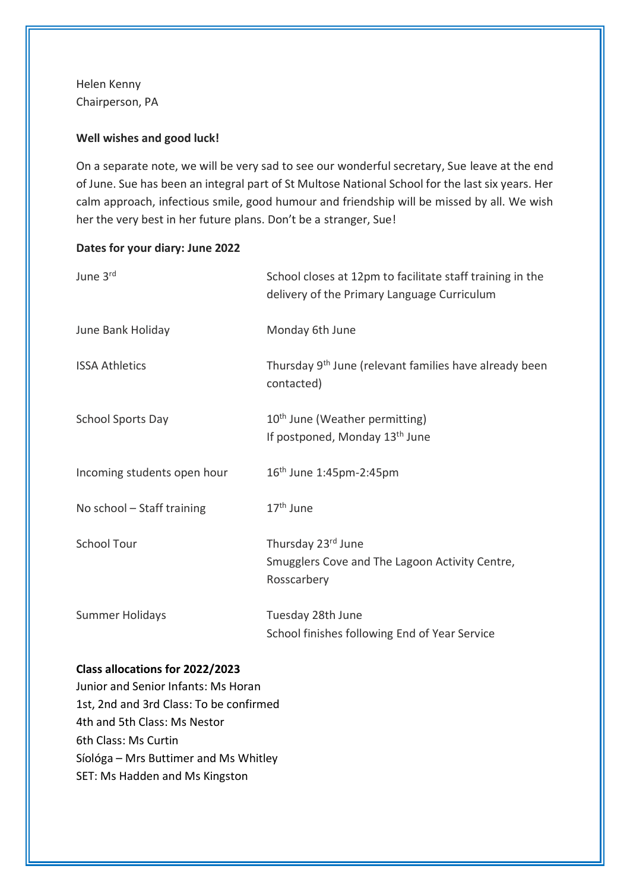Helen Kenny
Chairperson, PA

**Well wishes and good luck!**

On a separate note, we will be very sad to see our wonderful secretary, Sue leave at the end of June. Sue has been an integral part of St Multose National School for the last six years. Her calm approach, infectious smile, good humour and friendship will be missed by all. We wish her the very best in her future plans. Don't be a stranger, Sue!

**Dates for your diary: June 2022**

| | |
|---|---|
| June 3rd | School closes at 12pm to facilitate staff training in the delivery of the Primary Language Curriculum |
| June Bank Holiday | Monday 6th June |
| ISSA Athletics | Thursday 9th June (relevant families have already been contacted) |
| School Sports Day | 10th June (Weather permitting) If postponed, Monday 13th June |
| Incoming students open hour | 16th June 1:45pm-2:45pm |
| No school – Staff training | 17th June |
| School Tour | Thursday 23rd June Smugglers Cove and The Lagoon Activity Centre, Rosscarbery |
| Summer Holidays | Tuesday 28th June School finishes following End of Year Service |

**Class allocations for 2022/2023**

Junior and Senior Infants: Ms Horan
1st, 2nd and 3rd Class: To be confirmed
4th and 5th Class: Ms Nestor
6th Class: Ms Curtin
Síológa – Mrs Buttimer and Ms Whitley
SET: Ms Hadden and Ms Kingston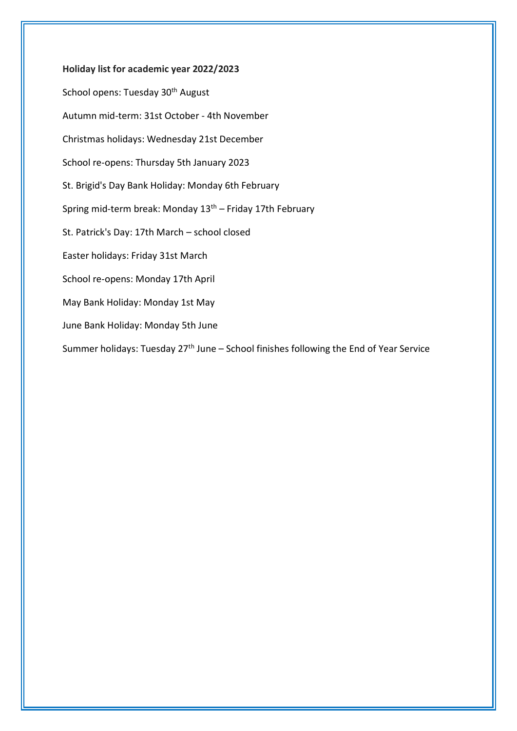**Holiday list for academic year 2022/2023**

School opens: Tuesday 30th August

Autumn mid-term: 31st October - 4th November

Christmas holidays: Wednesday 21st December

School re-opens: Thursday 5th January 2023

St. Brigid's Day Bank Holiday: Monday 6th February

Spring mid-term break: Monday 13th – Friday 17th February

St. Patrick's Day: 17th March – school closed

Easter holidays: Friday 31st March

School re-opens: Monday 17th April

May Bank Holiday: Monday 1st May

June Bank Holiday: Monday 5th June

Summer holidays: Tuesday 27th June – School finishes following the End of Year Service